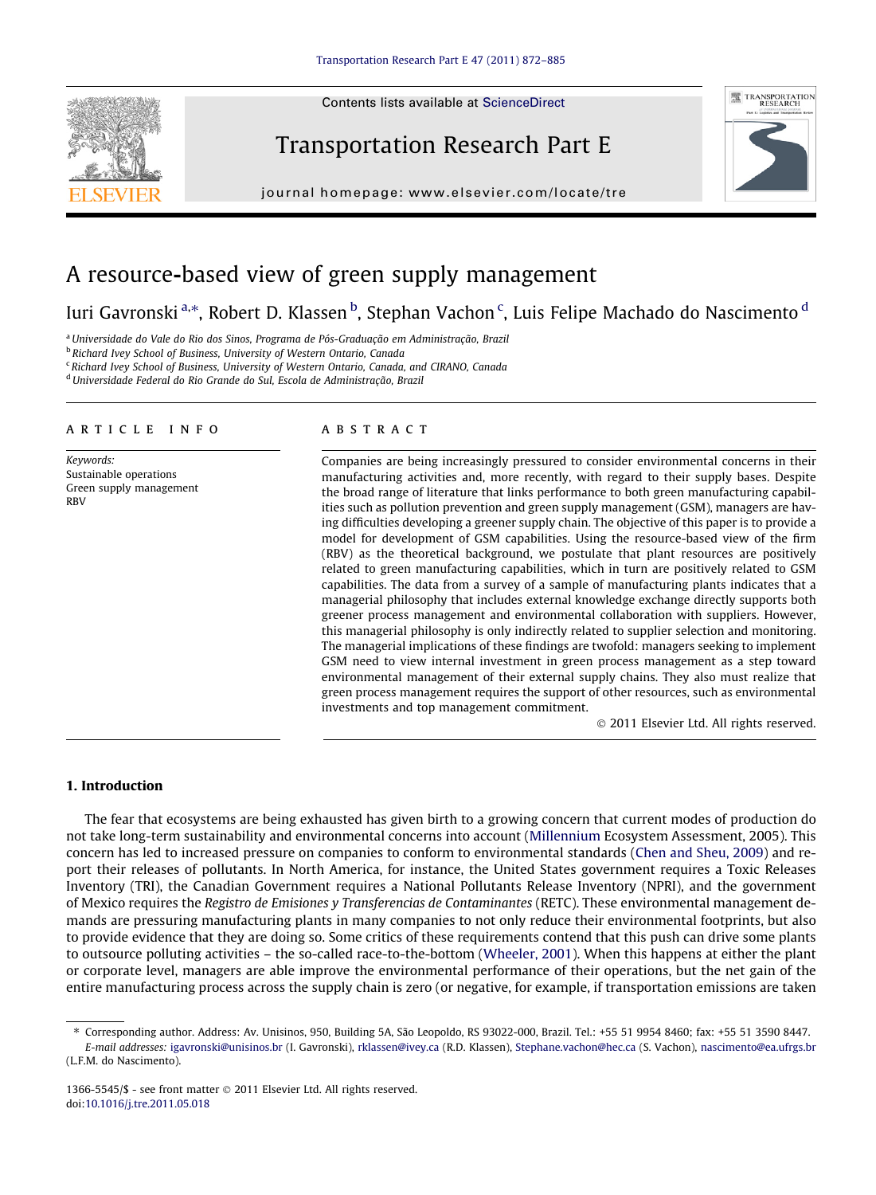# A resource-based view of green supply management

Iuri Gavronski [a,*], Robert D. Klassen [b], Stephan Vachon [c], Luis Felipe Machado do Nascimento [d]

[a] *Universidade do Vale do Rio dos Sinos, Programa de Pós-Graduação em Administração, Brazil*
[b] *Richard Ivey School of Business, University of Western Ontario, Canada*
[c] *Richard Ivey School of Business, University of Western Ontario, Canada, and CIRANO, Canada*
[d] *Universidade Federal do Rio Grande do Sul, Escola de Administração, Brazil*

**ARTICLE INFO**

*Keywords:*
Sustainable operations
Green supply management
RBV

**ABSTRACT**

Companies are being increasingly pressured to consider environmental concerns in their manufacturing activities and, more recently, with regard to their supply bases. Despite the broad range of literature that links performance to both green manufacturing capabilities such as pollution prevention and green supply management (GSM), managers are having difficulties developing a greener supply chain. The objective of this paper is to provide a model for development of GSM capabilities. Using the resource-based view of the firm (RBV) as the theoretical background, we postulate that plant resources are positively related to green manufacturing capabilities, which in turn are positively related to GSM capabilities. The data from a survey of a sample of manufacturing plants indicates that a managerial philosophy that includes external knowledge exchange directly supports both greener process management and environmental collaboration with suppliers. However, this managerial philosophy is only indirectly related to supplier selection and monitoring. The managerial implications of these findings are twofold: managers seeking to implement GSM need to view internal investment in green process management as a step toward environmental management of their external supply chains. They also must realize that green process management requires the support of other resources, such as environmental investments and top management commitment.

© 2011 Elsevier Ltd. All rights reserved.

## 1. Introduction

The fear that ecosystems are being exhausted has given birth to a growing concern that current modes of production do not take long-term sustainability and environmental concerns into account (Millennium Ecosystem Assessment, 2005). This concern has led to increased pressure on companies to conform to environmental standards (Chen and Sheu, 2009) and report their releases of pollutants. In North America, for instance, the United States government requires a Toxic Releases Inventory (TRI), the Canadian Government requires a National Pollutants Release Inventory (NPRI), and the government of Mexico requires the *Registro de Emisiones y Transferencias de Contaminantes* (RETC). These environmental management demands are pressuring manufacturing plants in many companies to not only reduce their environmental footprints, but also to provide evidence that they are doing so. Some critics of these requirements contend that this push can drive some plants to outsource polluting activities – the so-called race-to-the-bottom (Wheeler, 2001). When this happens at either the plant or corporate level, managers are able improve the environmental performance of their operations, but the net gain of the entire manufacturing process across the supply chain is zero (or negative, for example, if transportation emissions are taken

* Corresponding author. Address: Av. Unisinos, 950, Building 5A, São Leopoldo, RS 93022-000, Brazil. Tel.: +55 51 9954 8460; fax: +55 51 3590 8447.
*E-mail addresses:* igavronski@unisinos.br (I. Gavronski), rklassen@ivey.ca (R.D. Klassen), Stephane.vachon@hec.ca (S. Vachon), nascimento@ea.ufrgs.br (L.F.M. do Nascimento).

1366-5545/$ - see front matter © 2011 Elsevier Ltd. All rights reserved.
doi:10.1016/j.tre.2011.05.018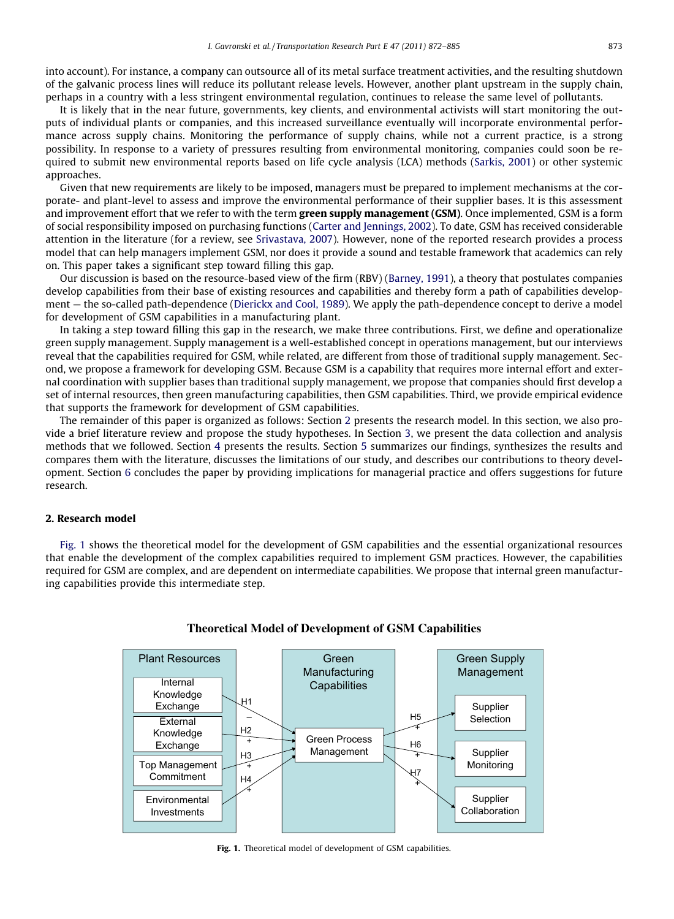into account). For instance, a company can outsource all of its metal surface treatment activities, and the resulting shutdown of the galvanic process lines will reduce its pollutant release levels. However, another plant upstream in the supply chain, perhaps in a country with a less stringent environmental regulation, continues to release the same level of pollutants.

It is likely that in the near future, governments, key clients, and environmental activists will start monitoring the outputs of individual plants or companies, and this increased surveillance eventually will incorporate environmental performance across supply chains. Monitoring the performance of supply chains, while not a current practice, is a strong possibility. In response to a variety of pressures resulting from environmental monitoring, companies could soon be required to submit new environmental reports based on life cycle analysis (LCA) methods (Sarkis, 2001) or other systemic approaches.

Given that new requirements are likely to be imposed, managers must be prepared to implement mechanisms at the corporate- and plant-level to assess and improve the environmental performance of their supplier bases. It is this assessment and improvement effort that we refer to with the term **green supply management (GSM)**. Once implemented, GSM is a form of social responsibility imposed on purchasing functions (Carter and Jennings, 2002). To date, GSM has received considerable attention in the literature (for a review, see Srivastava, 2007). However, none of the reported research provides a process model that can help managers implement GSM, nor does it provide a sound and testable framework that academics can rely on. This paper takes a significant step toward filling this gap.

Our discussion is based on the resource-based view of the firm (RBV) (Barney, 1991), a theory that postulates companies develop capabilities from their base of existing resources and capabilities and thereby form a path of capabilities development — the so-called path-dependence (Dierickx and Cool, 1989). We apply the path-dependence concept to derive a model for development of GSM capabilities in a manufacturing plant.

In taking a step toward filling this gap in the research, we make three contributions. First, we define and operationalize green supply management. Supply management is a well-established concept in operations management, but our interviews reveal that the capabilities required for GSM, while related, are different from those of traditional supply management. Second, we propose a framework for developing GSM. Because GSM is a capability that requires more internal effort and external coordination with supplier bases than traditional supply management, we propose that companies should first develop a set of internal resources, then green manufacturing capabilities, then GSM capabilities. Third, we provide empirical evidence that supports the framework for development of GSM capabilities.

The remainder of this paper is organized as follows: Section 2 presents the research model. In this section, we also provide a brief literature review and propose the study hypotheses. In Section 3, we present the data collection and analysis methods that we followed. Section 4 presents the results. Section 5 summarizes our findings, synthesizes the results and compares them with the literature, discusses the limitations of our study, and describes our contributions to theory development. Section 6 concludes the paper by providing implications for managerial practice and offers suggestions for future research.

## 2. Research model

Fig. 1 shows the theoretical model for the development of GSM capabilities and the essential organizational resources that enable the development of the complex capabilities required to implement GSM practices. However, the capabilities required for GSM are complex, and are dependent on intermediate capabilities. We propose that internal green manufacturing capabilities provide this intermediate step.

**Theoretical Model of Development of GSM Capabilities**

Plant Resources: Internal Knowledge Exchange (H1 −), External Knowledge Exchange (H2 +), Top Management Commitment (H3 +), Environmental Investments (H4 +) → Green Manufacturing Capabilities: Green Process Management → Green Supply Management: Supplier Selection (H5 +), Supplier Monitoring (H6 +), Supplier Collaboration (H7 +)

**Fig. 1.** Theoretical model of development of GSM capabilities.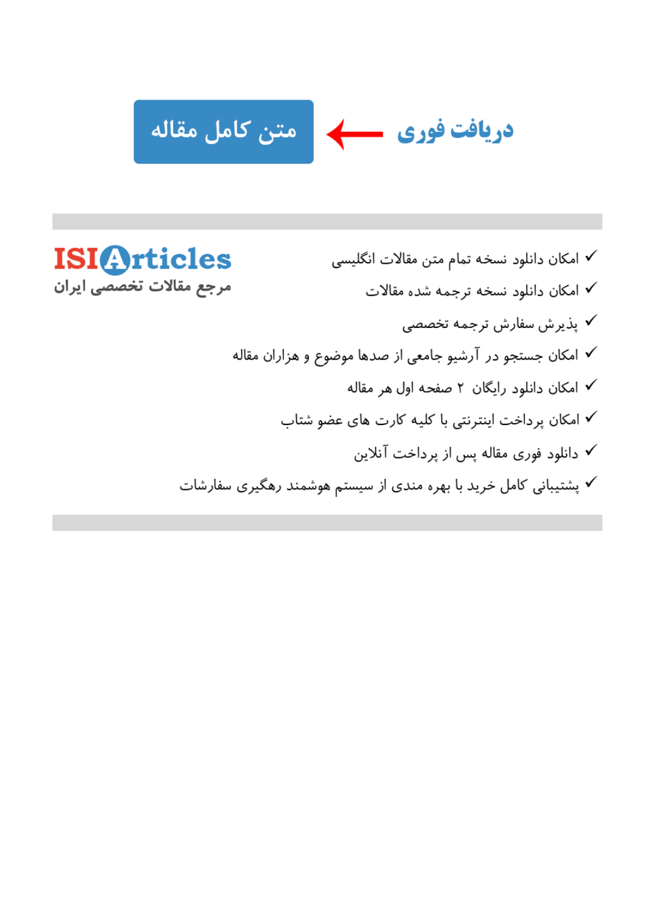دریافت فوری ← **متن کامل مقاله**

**ISIArticles**
مرجع مقالات تخصصی ایران

- ✓ امکان دانلود نسخه تمام متن مقالات انگلیسی
- ✓ امکان دانلود نسخه ترجمه شده مقالات
- ✓ پذیرش سفارش ترجمه تخصصی
- ✓ امکان جستجو در آرشیو جامعی از صدها موضوع و هزاران مقاله
- ✓ امکان دانلود رایگان ۲ صفحه اول هر مقاله
- ✓ امکان پرداخت اینترنتی با کلیه کارت های عضو شتاب
- ✓ دانلود فوری مقاله پس از پرداخت آنلاین
- ✓ پشتیبانی کامل خرید با بهره مندی از سیستم هوشمند رهگیری سفارشات